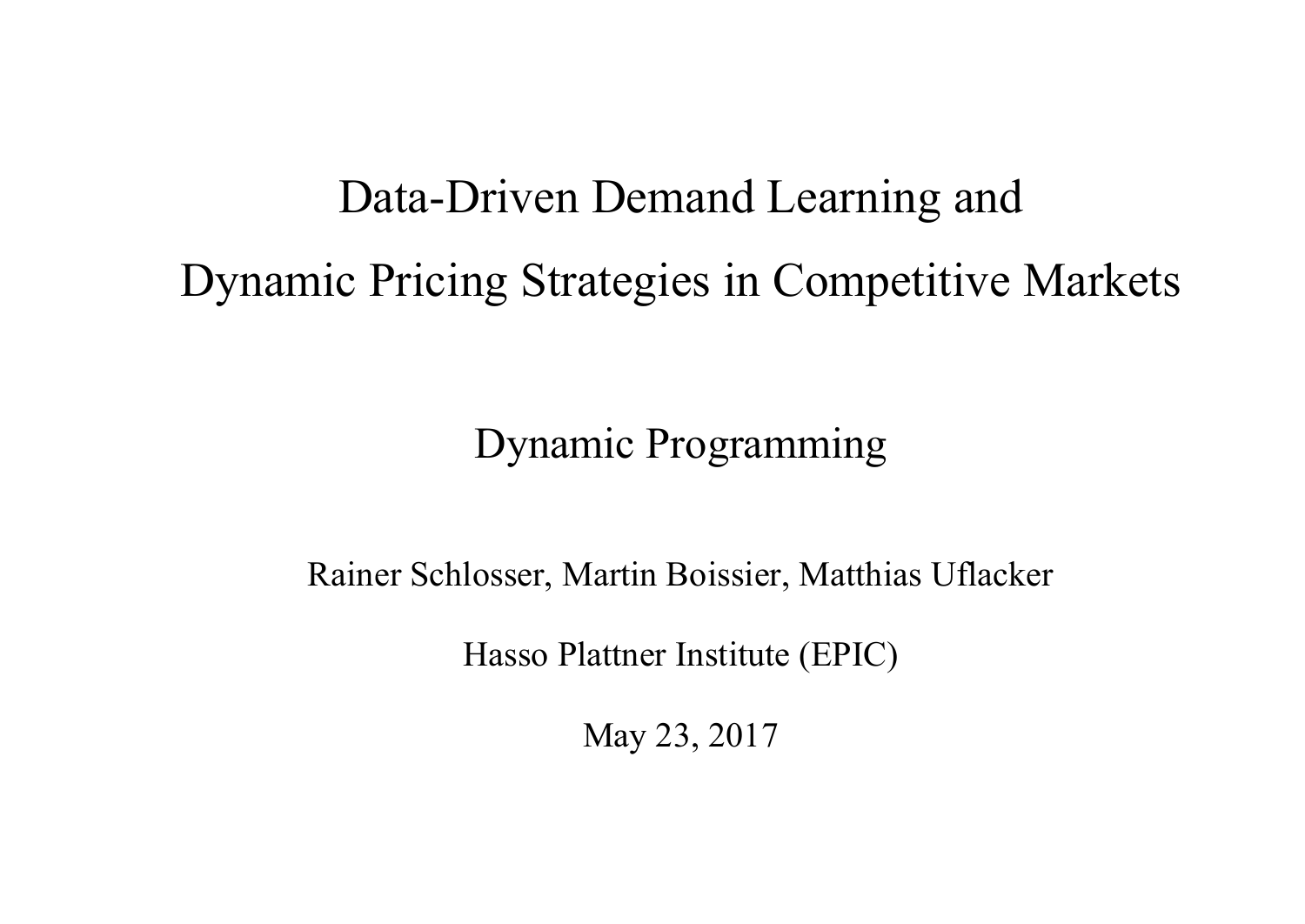# Data-Driven Demand Learning and Dynamic Pricing Strategies in Competitive Markets

## Dynamic Programming

Rainer Schlosser, Martin Boissier, Matthias Uflacker

Hasso Plattner Institute (EPIC)

May 23, 2017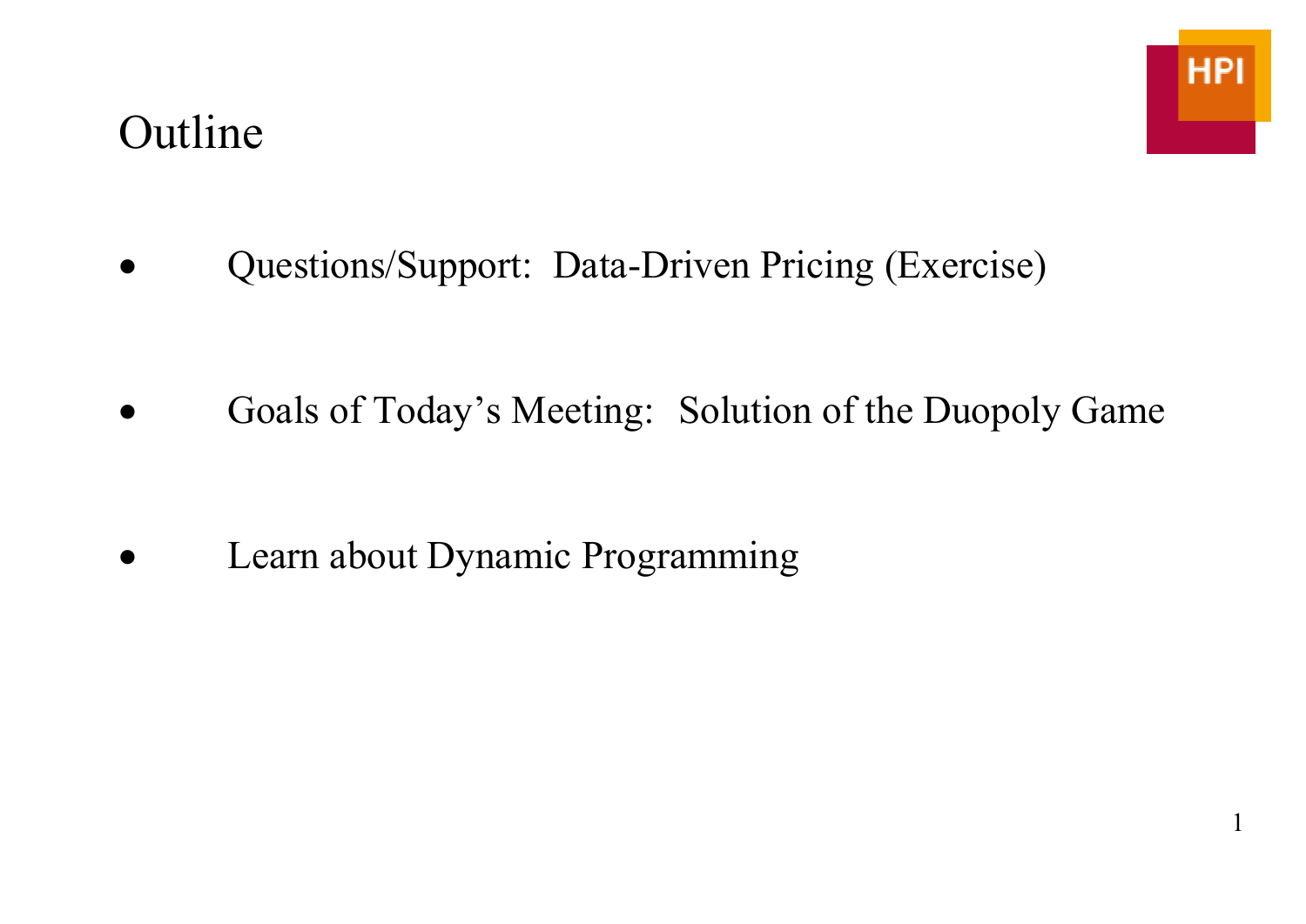# Outline

- Questions/Support: Data-Driven Pricing (Exercise)
- Goals of Today's Meeting: Solution of the Duopoly Game
- Learn about Dynamic Programming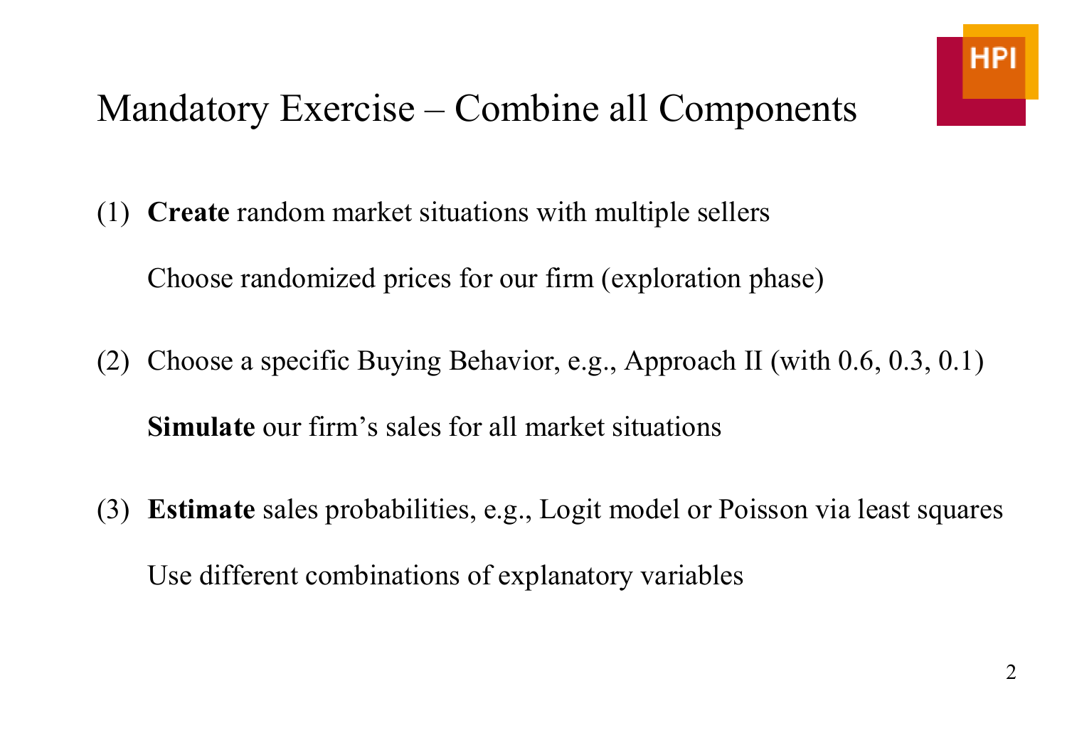# Mandatory Exercise – Combine all Components

(1) **Create** random market situations with multiple sellers

Choose randomized prices for our firm (exploration phase)

(2) Choose a specific Buying Behavior, e.g., Approach II (with 0.6, 0.3, 0.1)

**Simulate** our firm's sales for all market situations

(3) **Estimate** sales probabilities, e.g., Logit model or Poisson via least squares

Use different combinations of explanatory variables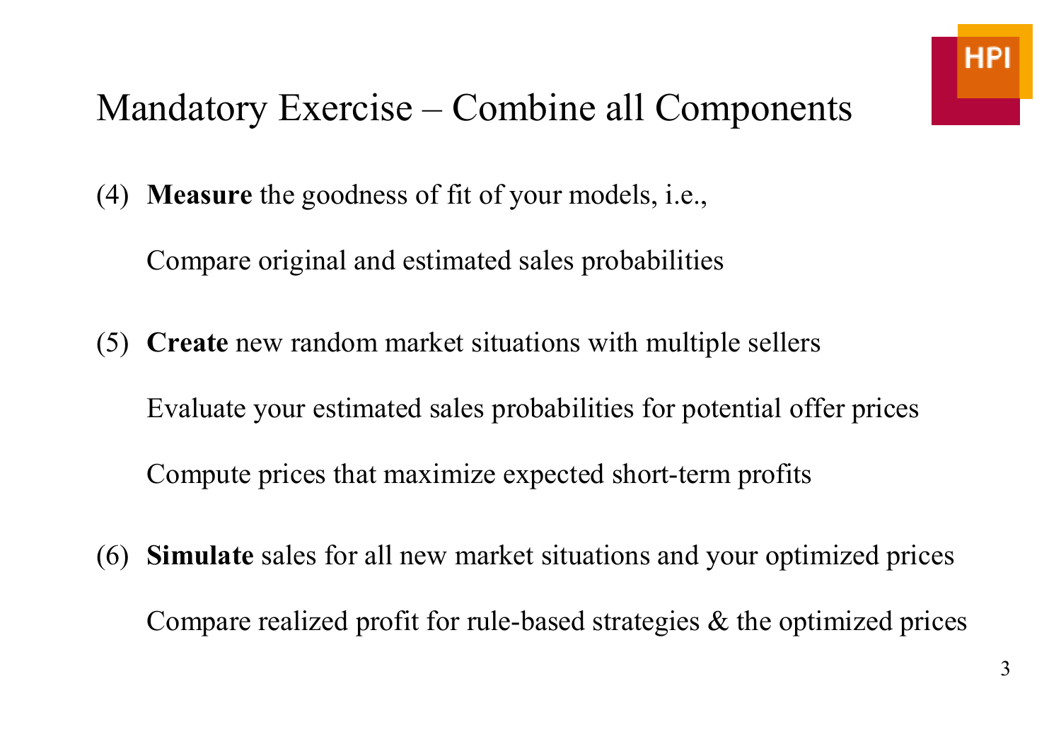# Mandatory Exercise – Combine all Components

(4) **Measure** the goodness of fit of your models, i.e.,

Compare original and estimated sales probabilities

(5) **Create** new random market situations with multiple sellers

Evaluate your estimated sales probabilities for potential offer prices

Compute prices that maximize expected short-term profits

(6) **Simulate** sales for all new market situations and your optimized prices

Compare realized profit for rule-based strategies & the optimized prices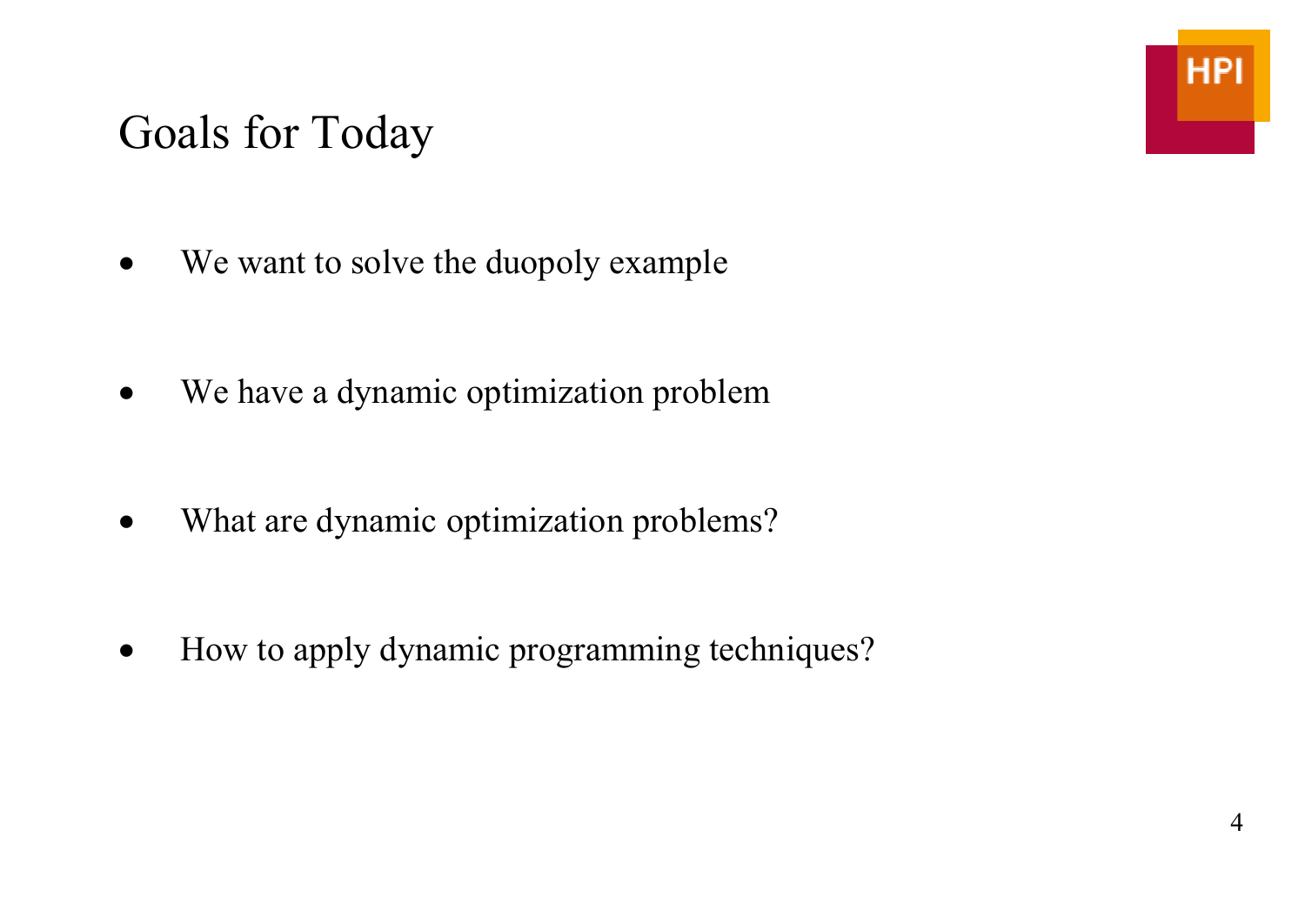# Goals for Today

- We want to solve the duopoly example
- We have a dynamic optimization problem
- What are dynamic optimization problems?
- How to apply dynamic programming techniques?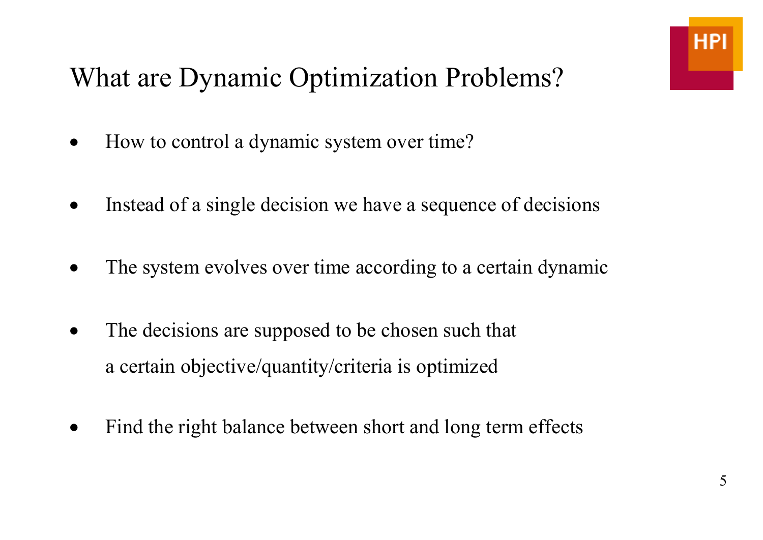# What are Dynamic Optimization Problems?

- How to control a dynamic system over time?
- Instead of a single decision we have a sequence of decisions
- The system evolves over time according to a certain dynamic
- The decisions are supposed to be chosen such that a certain objective/quantity/criteria is optimized
- Find the right balance between short and long term effects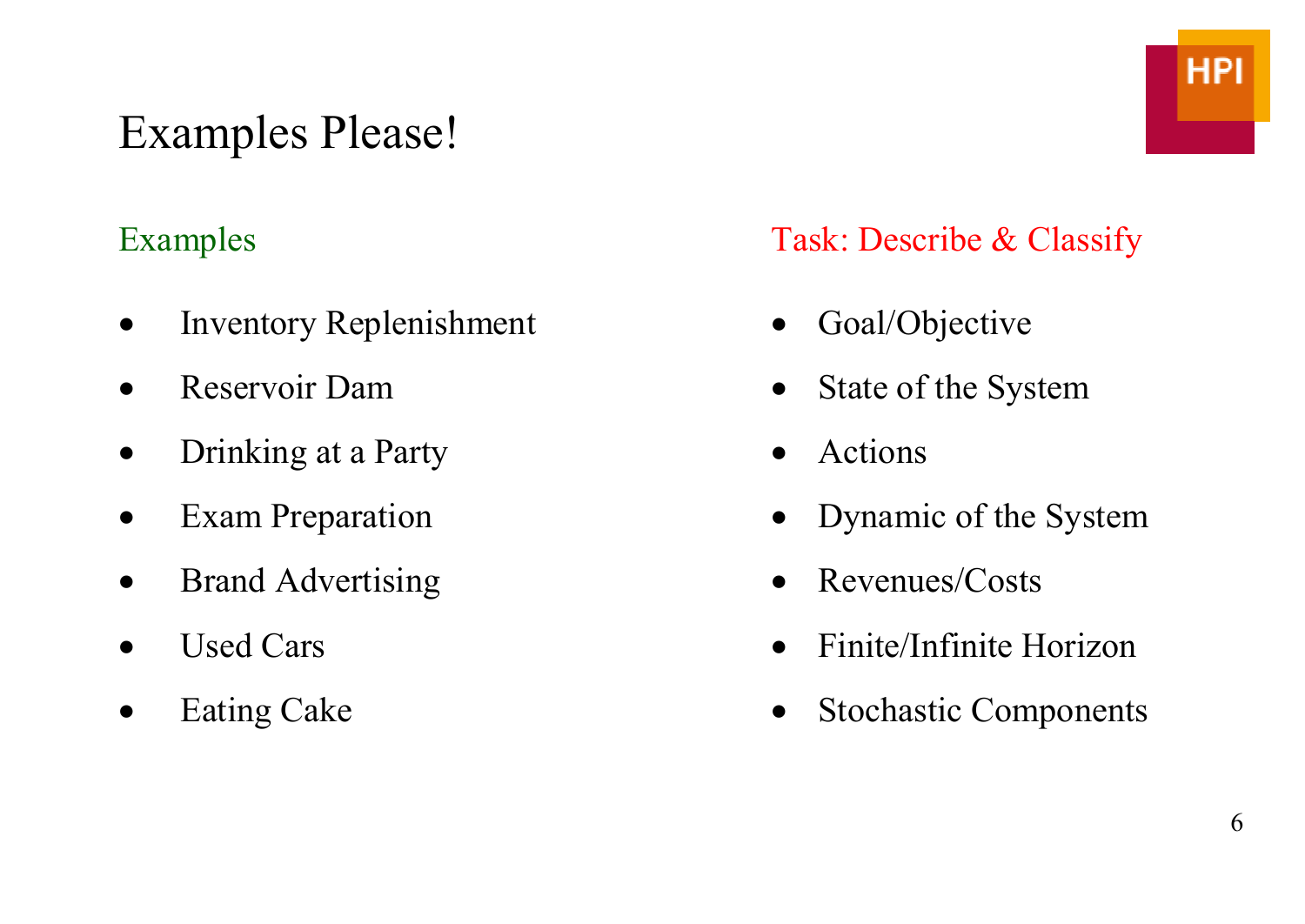# Examples Please!

## Examples

- Inventory Replenishment
- Reservoir Dam
- Drinking at a Party
- Exam Preparation
- Brand Advertising
- Used Cars
- Eating Cake

## Task: Describe & Classify

- Goal/Objective
- State of the System
- Actions
- Dynamic of the System
- Revenues/Costs
- Finite/Infinite Horizon
- Stochastic Components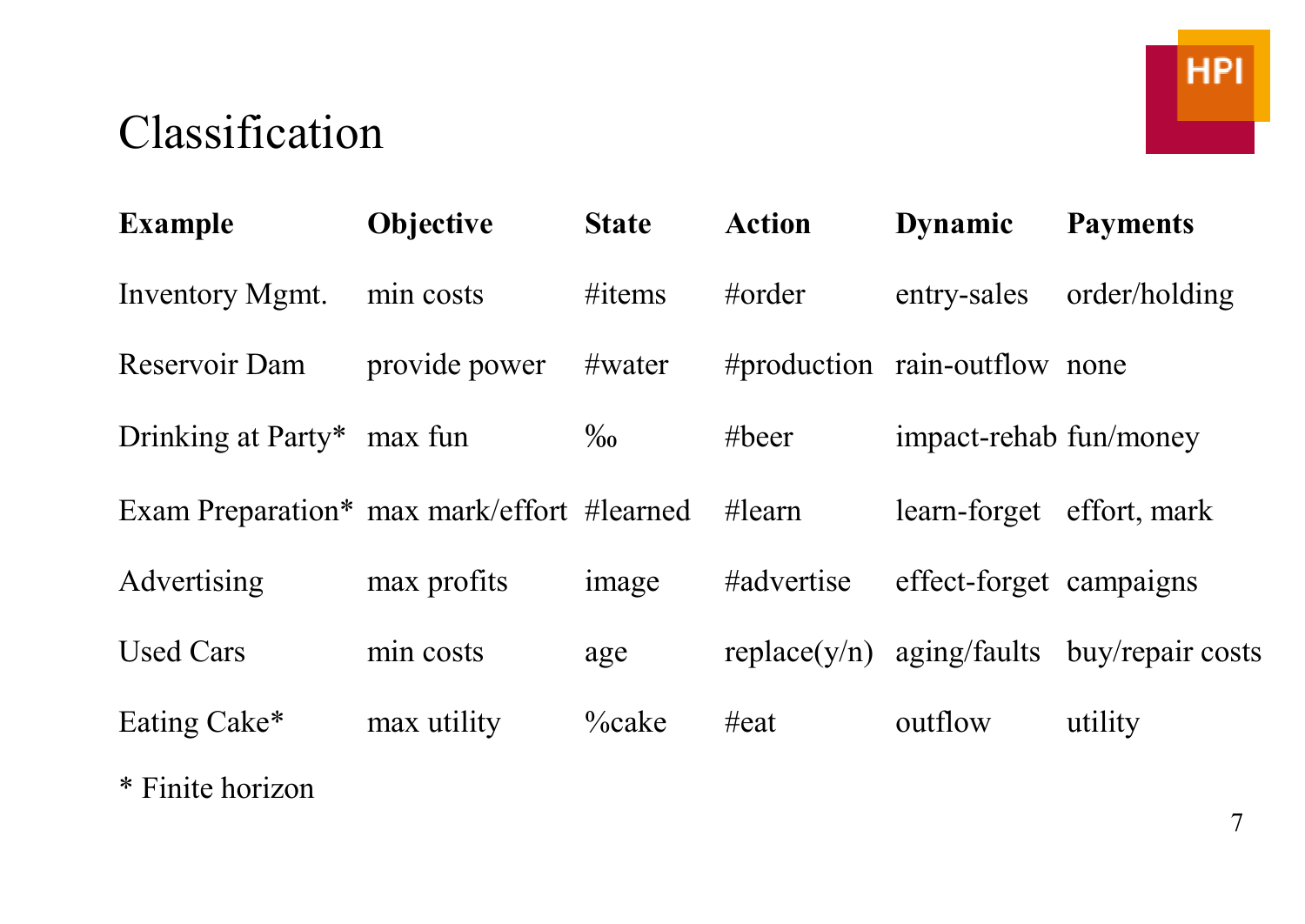# Classification

| Example | Objective | State | Action | Dynamic | Payments |
|---|---|---|---|---|---|
| Inventory Mgmt. | min costs | #items | #order | entry-sales | order/holding |
| Reservoir Dam | provide power | #water | #production | rain-outflow | none |
| Drinking at Party* | max fun | ‰ | #beer | impact-rehab | fun/money |
| Exam Preparation* | max mark/effort | #learned | #learn | learn-forget | effort, mark |
| Advertising | max profits | image | #advertise | effect-forget | campaigns |
| Used Cars | min costs | age | replace(y/n) | aging/faults | buy/repair costs |
| Eating Cake* | max utility | %cake | #eat | outflow | utility |

\* Finite horizon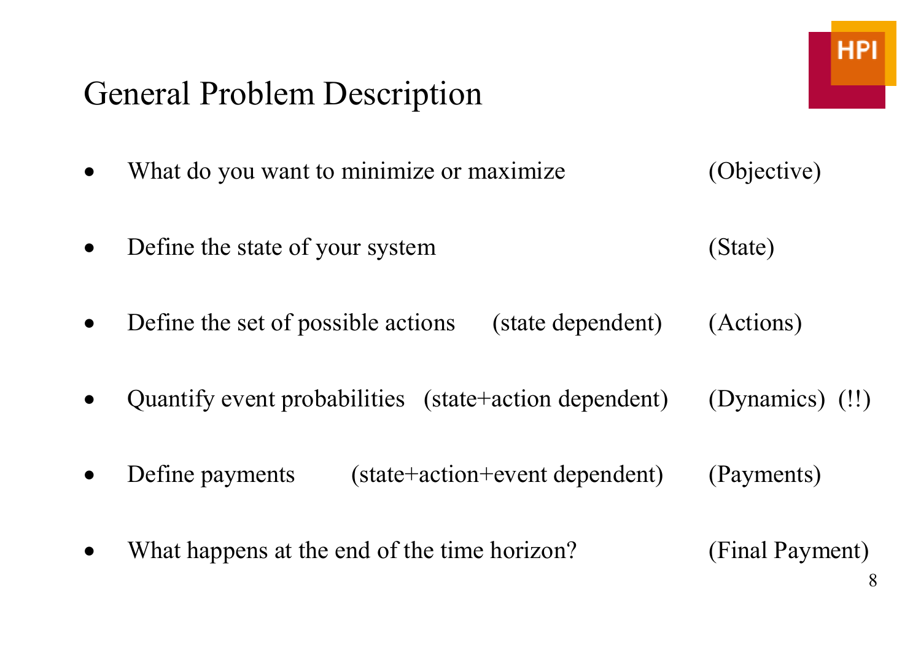# General Problem Description

- What do you want to minimize or maximize (Objective)
- Define the state of your system (State)
- Define the set of possible actions (state dependent) (Actions)
- Quantify event probabilities (state+action dependent) (Dynamics) (!!)
- Define payments (state+action+event dependent) (Payments)
- What happens at the end of the time horizon? (Final Payment)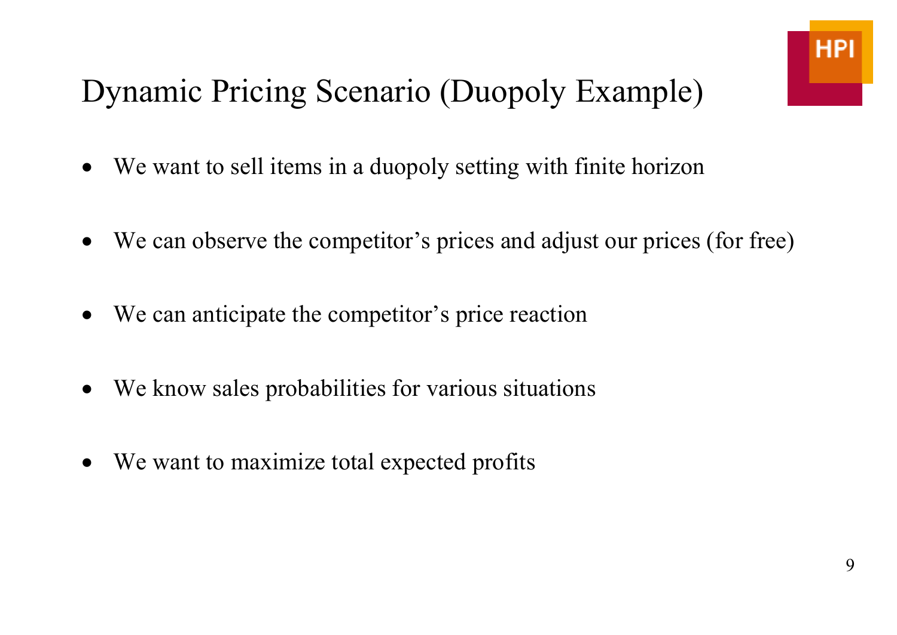# Dynamic Pricing Scenario (Duopoly Example)

- We want to sell items in a duopoly setting with finite horizon
- We can observe the competitor’s prices and adjust our prices (for free)
- We can anticipate the competitor’s price reaction
- We know sales probabilities for various situations
- We want to maximize total expected profits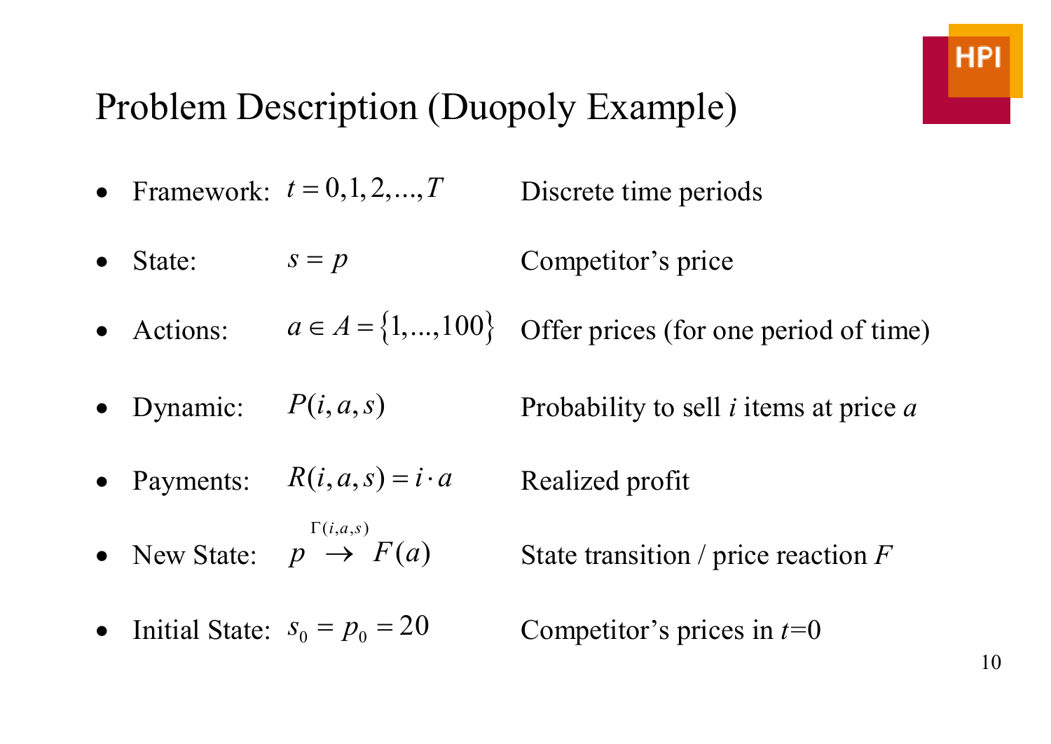# Problem Description (Duopoly Example)

- Framework: $t = 0,1,2,...,T$ — Discrete time periods
- State: $s = p$ — Competitor's price
- Actions: $a \in A = \{1,...,100\}$ — Offer prices (for one period of time)
- Dynamic: $P(i,a,s)$ — Probability to sell $i$ items at price $a$
- Payments: $R(i,a,s) = i \cdot a$ — Realized profit
- New State: $p \overset{\Gamma(i,a,s)}{\rightarrow} F(a)$ — State transition / price reaction $F$
- Initial State: $s_0 = p_0 = 20$ — Competitor's prices in $t$=0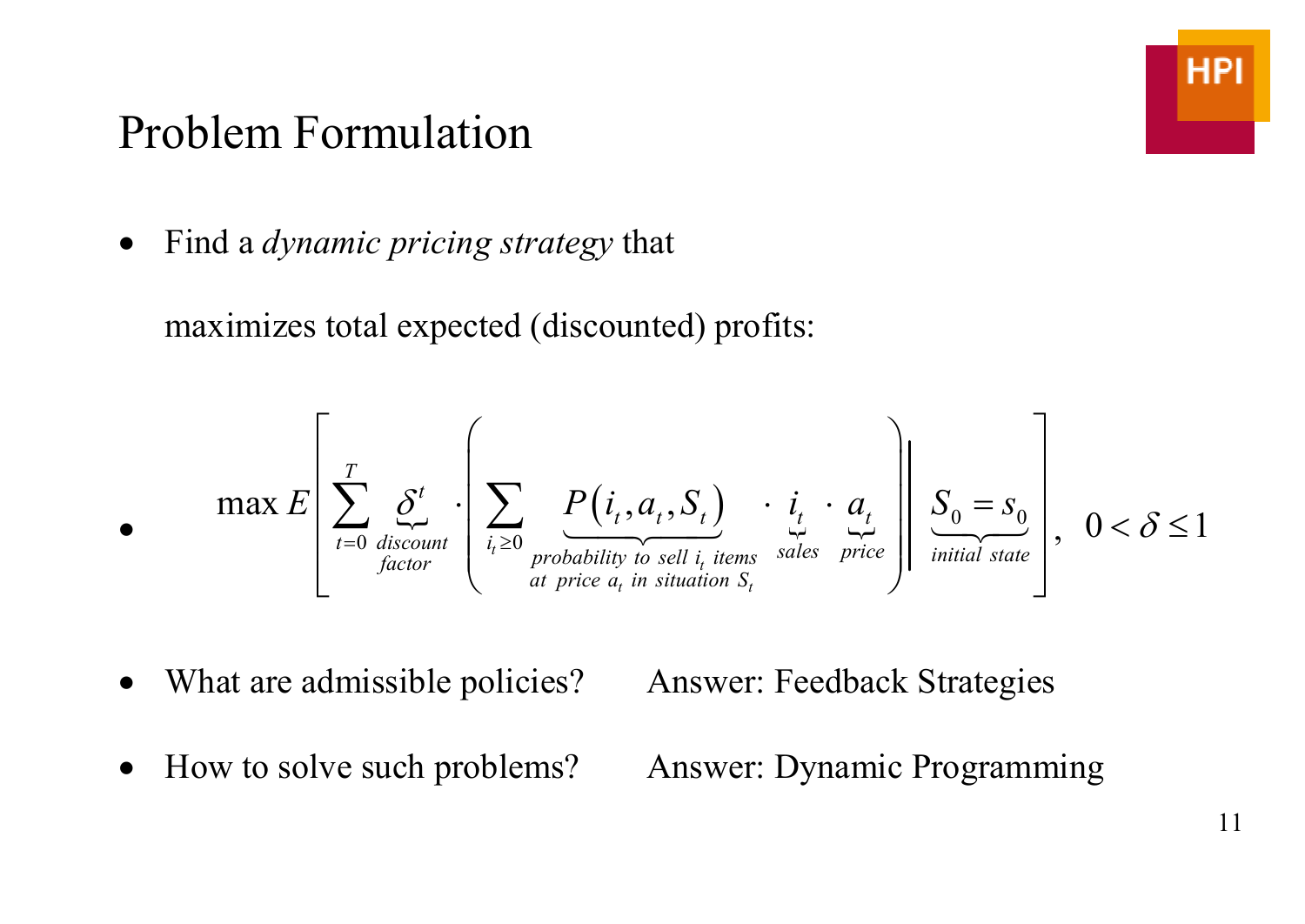# Problem Formulation

- Find a *dynamic pricing strategy* that

  maximizes total expected (discounted) profits:

- $$\max E\left[\sum_{t=0}^{T} \underbrace{\delta^t}_{\substack{discount\\factor}} \cdot \left( \sum_{i_t \geq 0} \underbrace{P(i_t, a_t, S_t)}_{\substack{probability\ to\ sell\ i_t\ items\\at\ price\ a_t\ in\ situation\ S_t}} \cdot \underbrace{i_t}_{sales} \cdot \underbrace{a_t}_{price} \right) \middle| \underbrace{S_0 = s_0}_{initial\ state} \right], \quad 0 < \delta \leq 1$$

- What are admissible policies? Answer: Feedback Strategies

- How to solve such problems? Answer: Dynamic Programming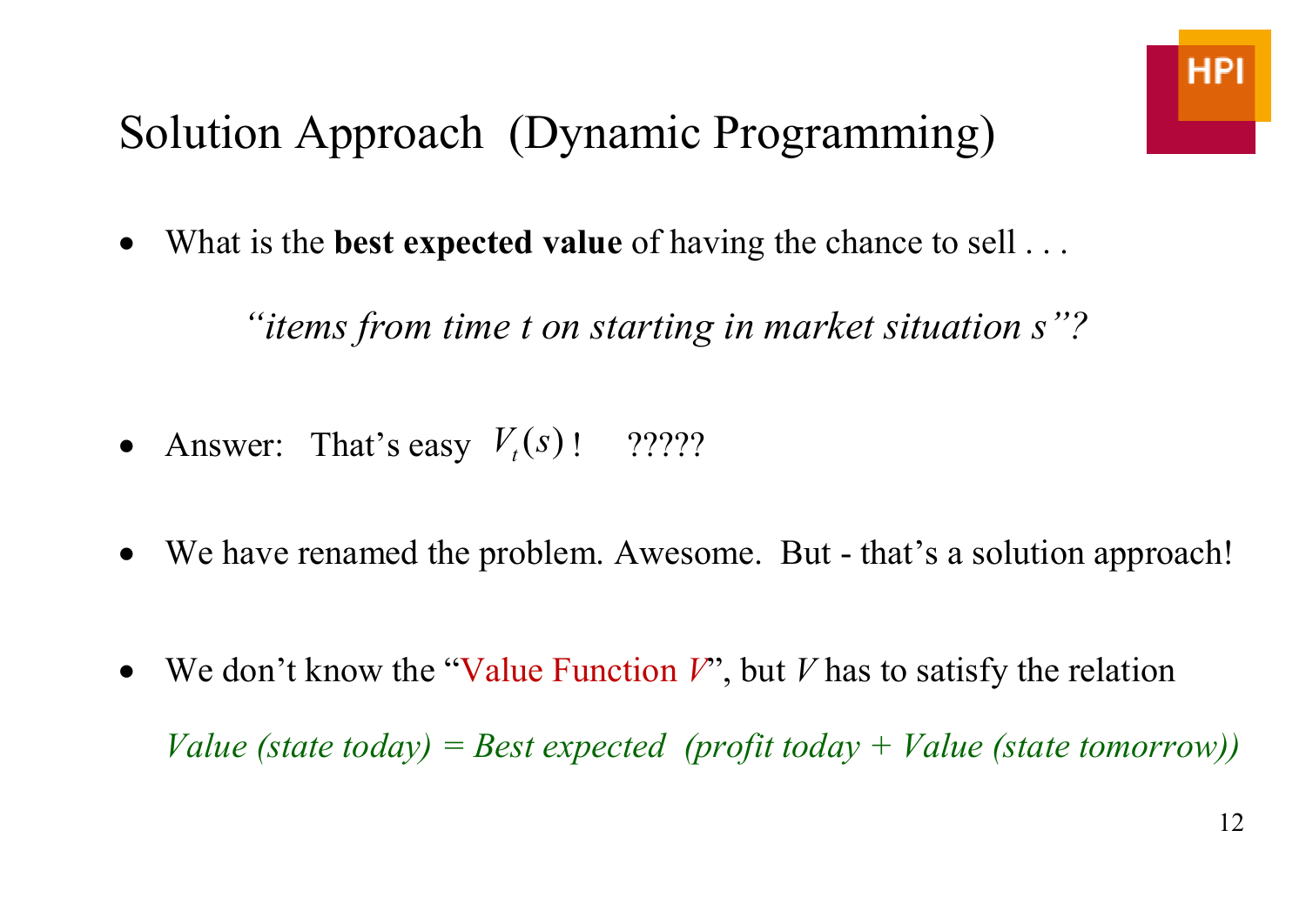# Solution Approach (Dynamic Programming)

- What is the **best expected value** of having the chance to sell . . .

  *“items from time t on starting in market situation s”?*

- Answer: That’s easy $V_t(s)$ ! ?????

- We have renamed the problem. Awesome. But - that’s a solution approach!

- We don’t know the “Value Function $V$”, but $V$ has to satisfy the relation

  *Value (state today) = Best expected (profit today + Value (state tomorrow))*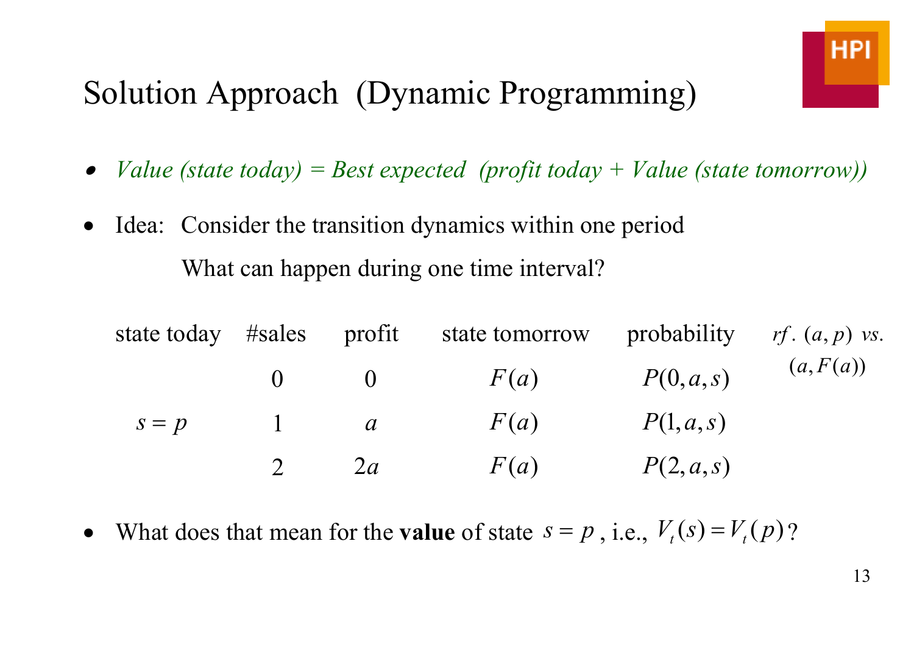# Solution Approach (Dynamic Programming)

- *Value (state today) = Best expected (profit today + Value (state tomorrow))*
- Idea: Consider the transition dynamics within one period

  What can happen during one time interval?

| state today | #sales | profit | state tomorrow | probability | $rf.\ (a,p)\ vs.\ (a,F(a))$ |
|---|---|---|---|---|---|
| | 0 | 0 | $F(a)$ | $P(0,a,s)$ | |
| $s=p$ | 1 | $a$ | $F(a)$ | $P(1,a,s)$ | |
| | 2 | $2a$ | $F(a)$ | $P(2,a,s)$ | |

- What does that mean for the **value** of state $s=p$, i.e., $V_t(s)=V_t(p)$?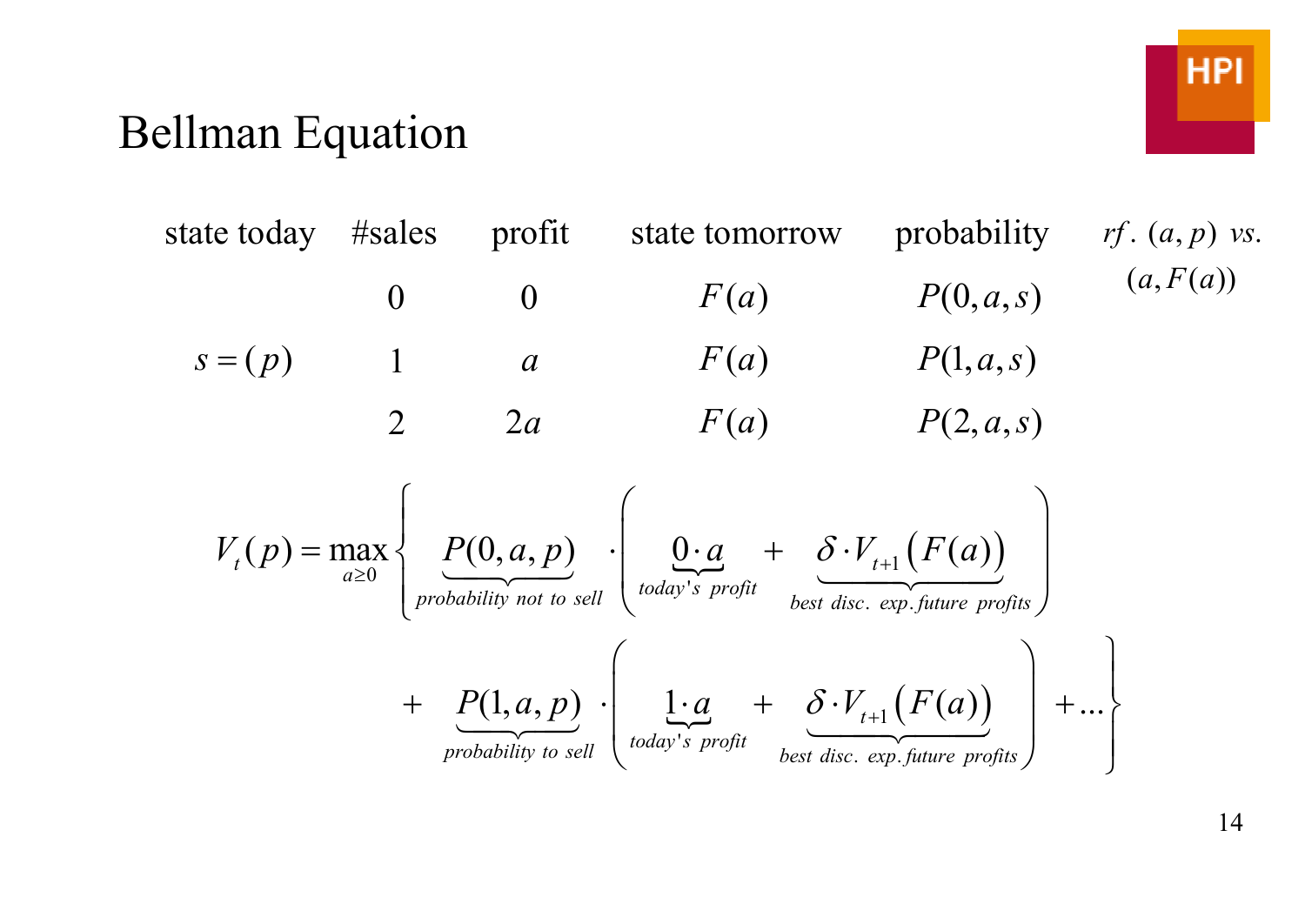# Bellman Equation

| state today | #sales | profit | state tomorrow | probability |
|---|---|---|---|---|
| | 0 | 0 | $F(a)$ | $P(0,a,s)$ |
| $s=(p)$ | 1 | $a$ | $F(a)$ | $P(1,a,s)$ |
| | 2 | $2a$ | $F(a)$ | $P(2,a,s)$ |

*rf.* $(a,p)$ *vs.* $(a,F(a))$

$$V_t(p) = \max_{a \geq 0} \left\{ \underbrace{P(0,a,p)}_{probability\ not\ to\ sell} \cdot \left( \underbrace{0 \cdot a}_{today's\ profit} + \underbrace{\delta \cdot V_{t+1}\left(F(a)\right)}_{best\ disc.\ exp. future\ profits} \right) + \underbrace{P(1,a,p)}_{probability\ to\ sell} \cdot \left( \underbrace{1 \cdot a}_{today's\ profit} + \underbrace{\delta \cdot V_{t+1}\left(F(a)\right)}_{best\ disc.\ exp. future\ profits} \right) + \ldots \right\}$$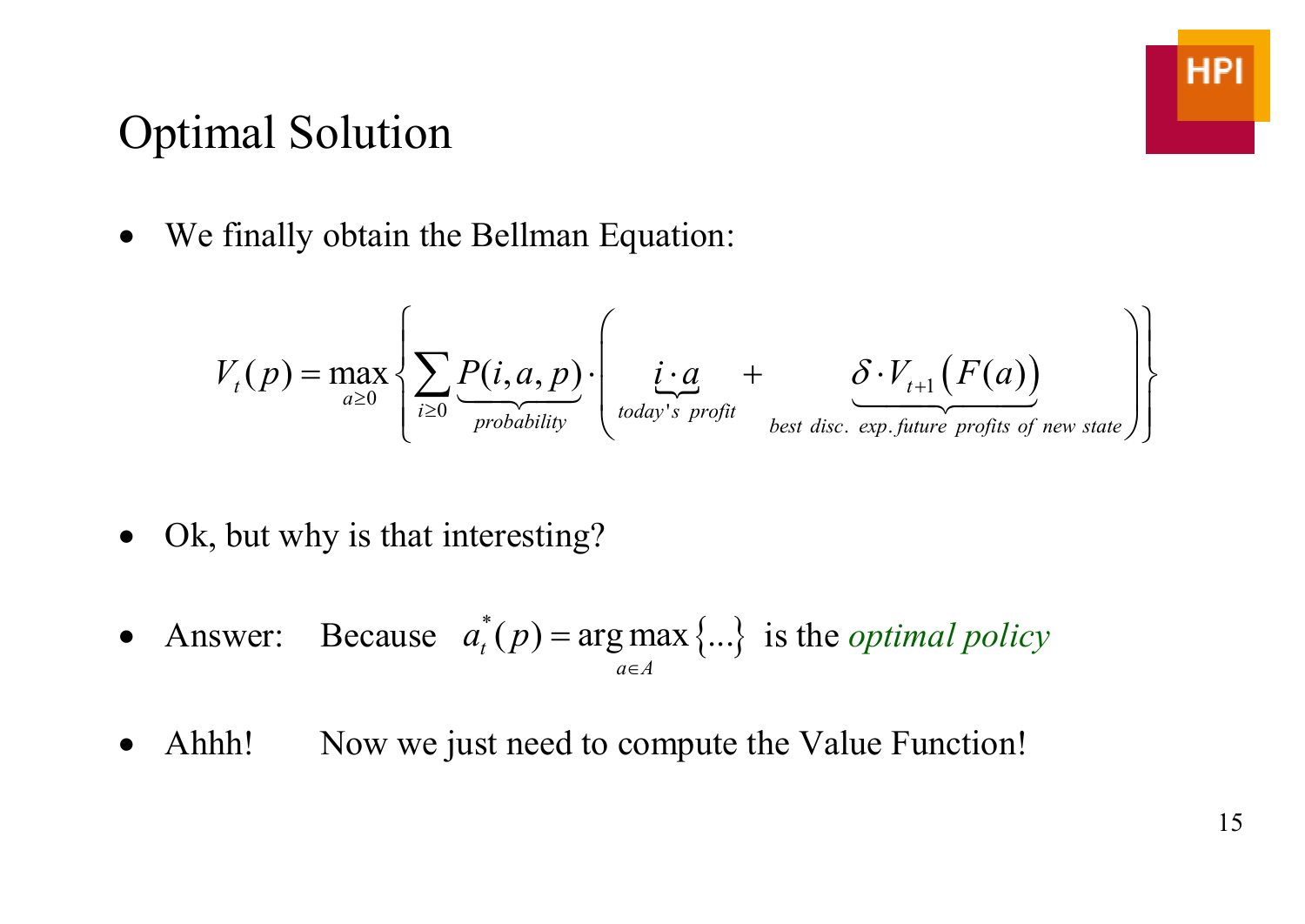# Optimal Solution

- We finally obtain the Bellman Equation:

$$V_t(p) = \max_{a \geq 0} \left\{ \sum_{i \geq 0} \underbrace{P(i,a,p)}_{probability} \cdot \left( \underbrace{i \cdot a}_{today's\ profit} + \underbrace{\delta \cdot V_{t+1}\left(F(a)\right)}_{best\ disc.\ exp.\ future\ profits\ of\ new\ state} \right) \right\}$$

- Ok, but why is that interesting?

- Answer: Because $a_t^*(p) = \arg\max_{a \in A} \{...\}$ is the *optimal policy*

- Ahhh! Now we just need to compute the Value Function!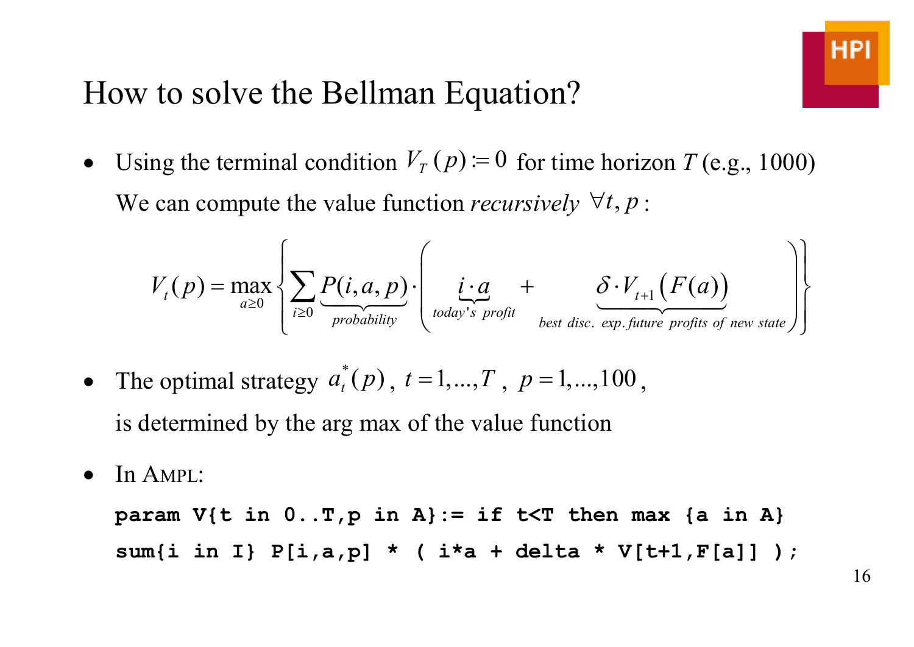# How to solve the Bellman Equation?

- Using the terminal condition $V_T(p) := 0$ for time horizon $T$ (e.g., 1000)

  We can compute the value function *recursively* $\forall t, p$:

$$V_t(p) = \max_{a \geq 0} \left\{ \sum_{i \geq 0} \underbrace{P(i,a,p)}_{probability} \cdot \left( \underbrace{i \cdot a}_{today's\ profit} + \underbrace{\delta \cdot V_{t+1}\left(F(a)\right)}_{best\ disc.\ exp. future\ profits\ of\ new\ state} \right) \right\}$$

- The optimal strategy $a_t^*(p)$, $t = 1,...,T$, $p = 1,...,100$,

  is determined by the arg max of the value function

- In AMPL:

```
param V{t in 0..T,p in A}:= if t<T then max {a in A}
sum{i in I} P[i,a,p] * ( i*a + delta * V[t+1,F[a]] );
```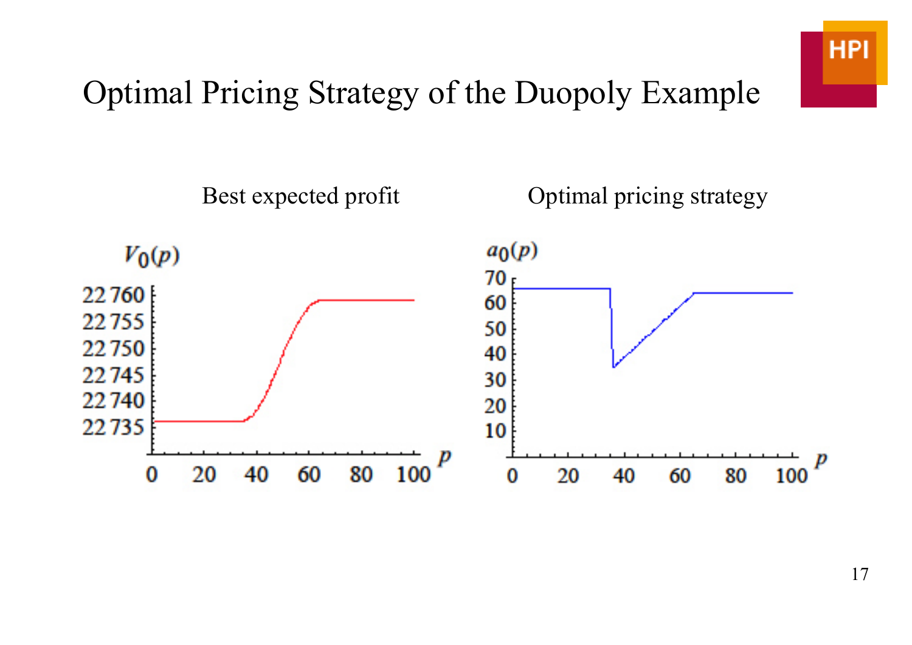# Optimal Pricing Strategy of the Duopoly Example

Best expected profit

Optimal pricing strategy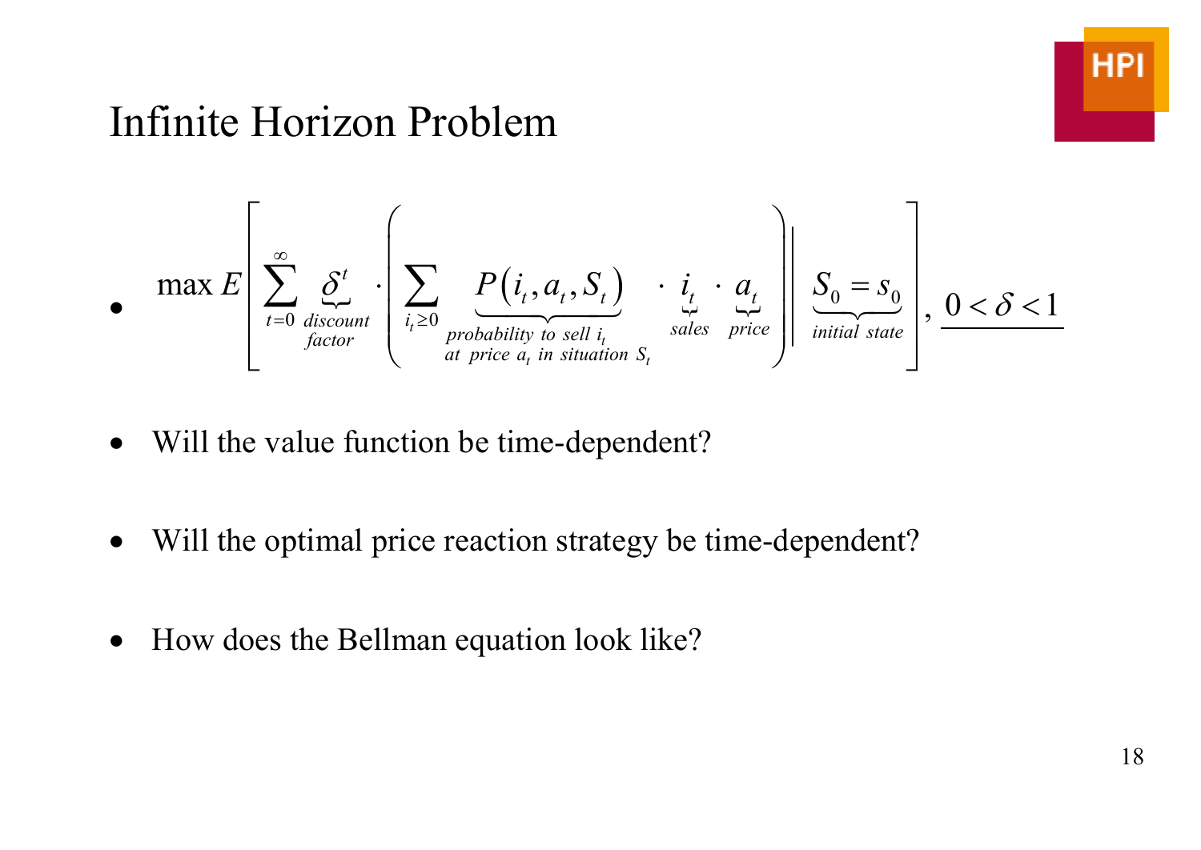# Infinite Horizon Problem

- $$\max E\left[\sum_{t=0}^{\infty} \underbrace{\delta^t}_{\substack{discount\\factor}} \cdot \left( \sum_{i_t \geq 0} \underbrace{P(i_t, a_t, S_t)}_{\substack{probability\ to\ sell\ i_t\\at\ price\ a_t\ in\ situation\ S_t}} \cdot \underbrace{i_t}_{sales} \cdot \underbrace{a_t}_{price} \right) \middle| \underbrace{S_0 = s_0}_{initial\ state} \right], \ \underline{0 < \delta < 1}$$

- Will the value function be time-dependent?

- Will the optimal price reaction strategy be time-dependent?

- How does the Bellman equation look like?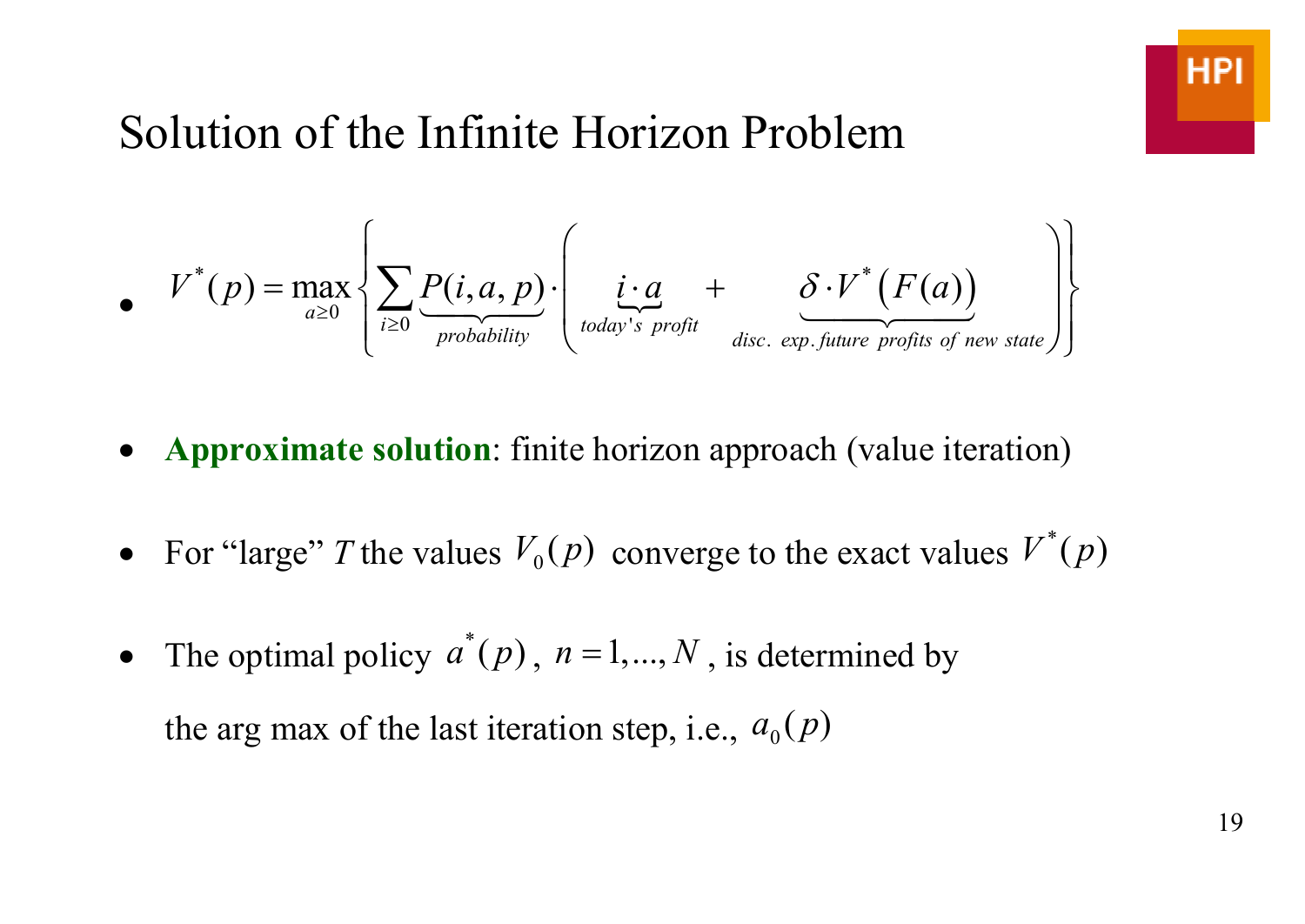# Solution of the Infinite Horizon Problem

- $$V^*(p) = \max_{a \geq 0} \left\{ \sum_{i \geq 0} \underbrace{P(i,a,p)}_{probability} \cdot \left( \underbrace{i \cdot a}_{today's\ profit} + \underbrace{\delta \cdot V^*\left(F(a)\right)}_{disc.\ exp. future\ profits\ of\ new\ state} \right) \right\}$$

- **Approximate solution**: finite horizon approach (value iteration)

- For "large" $T$ the values $V_0(p)$ converge to the exact values $V^*(p)$

- The optimal policy $a^*(p)$, $n = 1, ..., N$, is determined by the arg max of the last iteration step, i.e., $a_0(p)$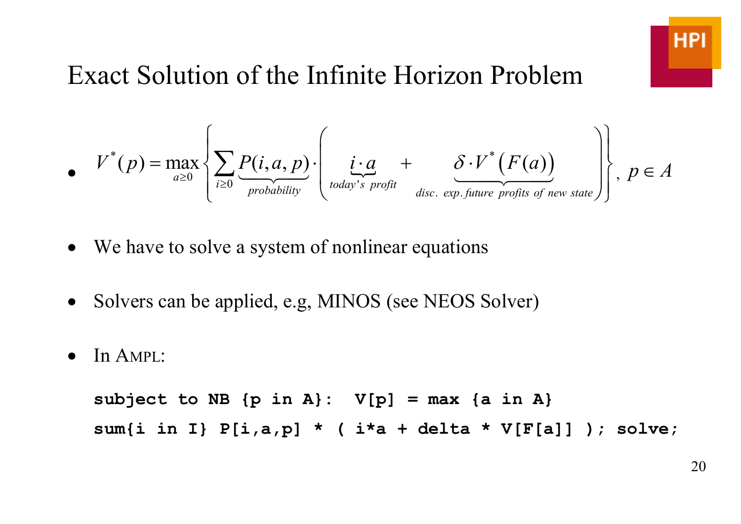# Exact Solution of the Infinite Horizon Problem

- $$V^*(p) = \max_{a \geq 0} \left\{ \sum_{i \geq 0} \underbrace{P(i,a,p)}_{probability} \cdot \left( \underbrace{i \cdot a}_{today's\ profit} + \underbrace{\delta \cdot V^*\left(F(a)\right)}_{disc.\ exp.\ future\ profits\ of\ new\ state} \right) \right\},\ p \in A$$

- We have to solve a system of nonlinear equations

- Solvers can be applied, e.g, MINOS (see NEOS Solver)

- In AMPL:

```
subject to NB {p in A}:  V[p] = max {a in A}
sum{i in I} P[i,a,p] * ( i*a + delta * V[F[a]] ); solve;
```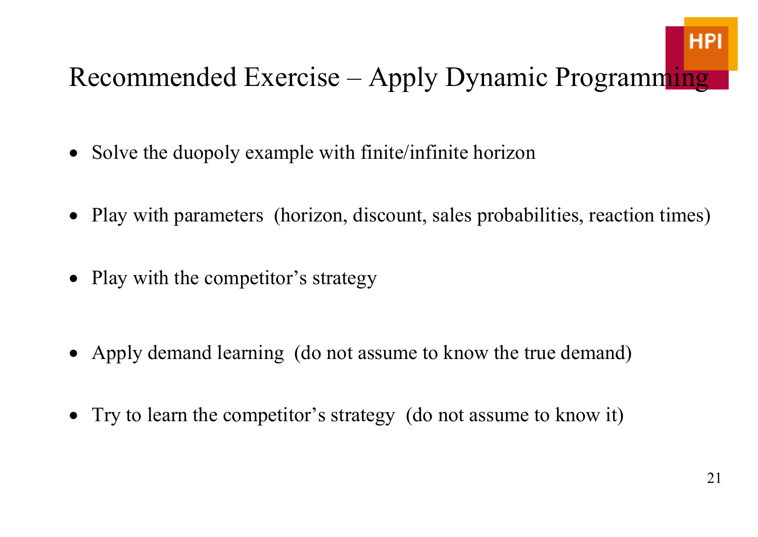# Recommended Exercise – Apply Dynamic Programming

- Solve the duopoly example with finite/infinite horizon
- Play with parameters (horizon, discount, sales probabilities, reaction times)
- Play with the competitor's strategy
- Apply demand learning (do not assume to know the true demand)
- Try to learn the competitor's strategy (do not assume to know it)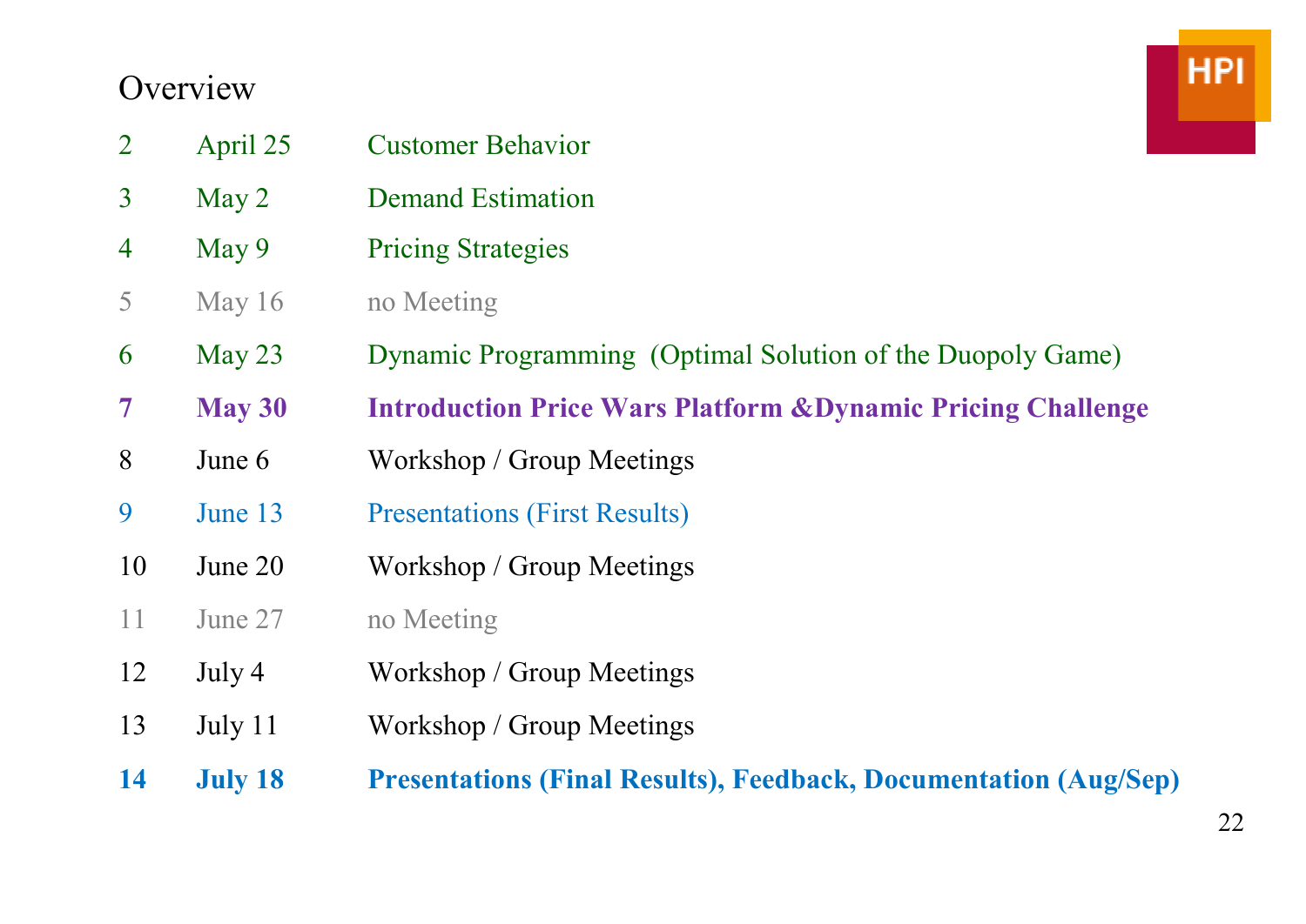# Overview

| | | |
|---|---|---|
| 2 | April 25 | Customer Behavior |
| 3 | May 2 | Demand Estimation |
| 4 | May 9 | Pricing Strategies |
| 5 | May 16 | no Meeting |
| 6 | May 23 | Dynamic Programming (Optimal Solution of the Duopoly Game) |
| **7** | **May 30** | **Introduction Price Wars Platform &Dynamic Pricing Challenge** |
| 8 | June 6 | Workshop / Group Meetings |
| 9 | June 13 | Presentations (First Results) |
| 10 | June 20 | Workshop / Group Meetings |
| 11 | June 27 | no Meeting |
| 12 | July 4 | Workshop / Group Meetings |
| 13 | July 11 | Workshop / Group Meetings |
| **14** | **July 18** | **Presentations (Final Results), Feedback, Documentation (Aug/Sep)** |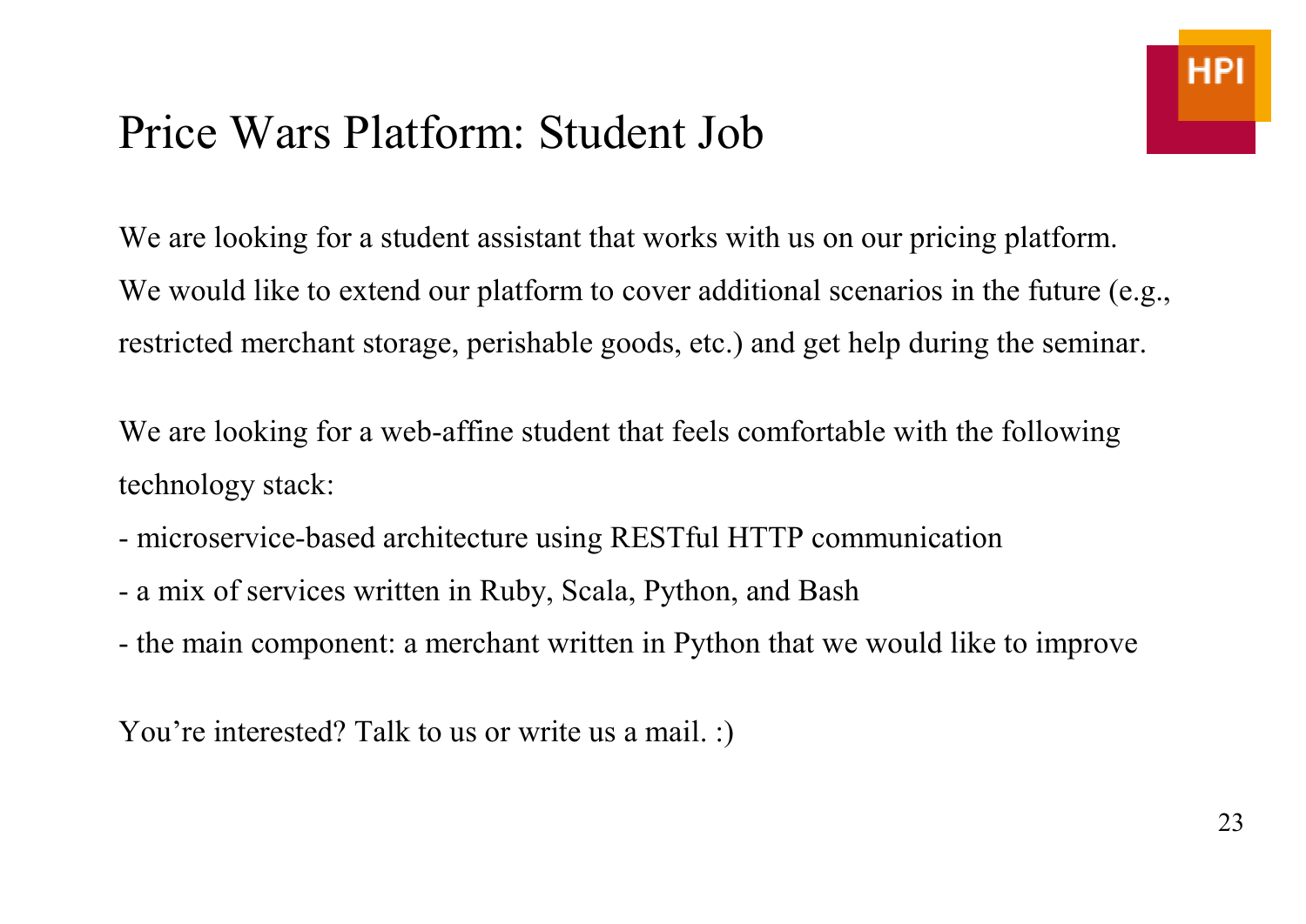# Price Wars Platform: Student Job

We are looking for a student assistant that works with us on our pricing platform. We would like to extend our platform to cover additional scenarios in the future (e.g., restricted merchant storage, perishable goods, etc.) and get help during the seminar.

We are looking for a web-affine student that feels comfortable with the following technology stack:

- microservice-based architecture using RESTful HTTP communication
- a mix of services written in Ruby, Scala, Python, and Bash
- the main component: a merchant written in Python that we would like to improve

You're interested? Talk to us or write us a mail. :)